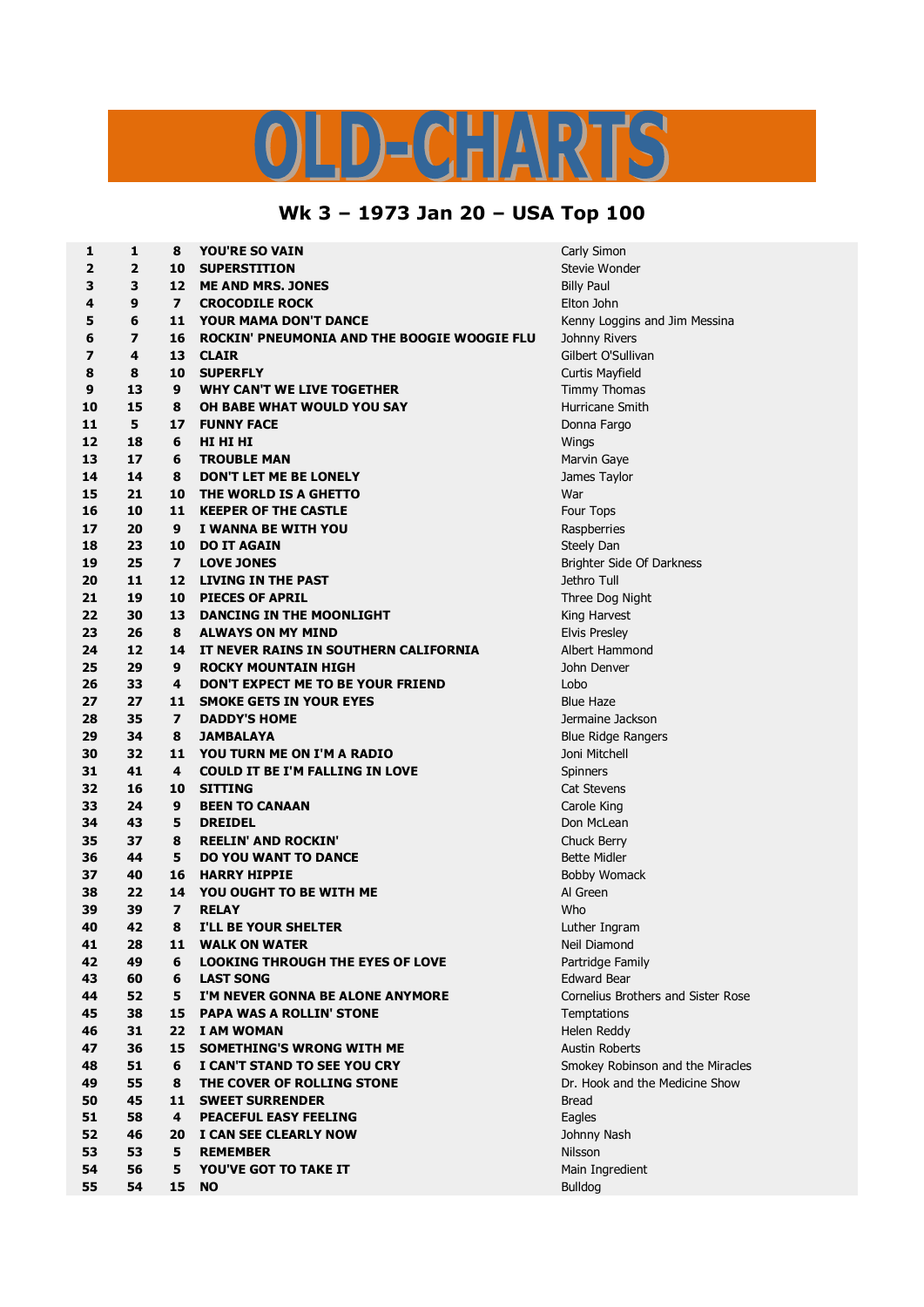# OLD-CHARTS

## Wk 3 – 1973 Jan 20 – USA Top 100

| | | | | |
|---|---|---|---|---|
| **1** | **1** | **8** | **YOU'RE SO VAIN** | Carly Simon |
| **2** | **2** | **10** | **SUPERSTITION** | Stevie Wonder |
| **3** | **3** | **12** | **ME AND MRS. JONES** | Billy Paul |
| **4** | **9** | **7** | **CROCODILE ROCK** | Elton John |
| **5** | **6** | **11** | **YOUR MAMA DON'T DANCE** | Kenny Loggins and Jim Messina |
| **6** | **7** | **16** | **ROCKIN' PNEUMONIA AND THE BOOGIE WOOGIE FLU** | Johnny Rivers |
| **7** | **4** | **13** | **CLAIR** | Gilbert O'Sullivan |
| **8** | **8** | **10** | **SUPERFLY** | Curtis Mayfield |
| **9** | **13** | **9** | **WHY CAN'T WE LIVE TOGETHER** | Timmy Thomas |
| **10** | **15** | **8** | **OH BABE WHAT WOULD YOU SAY** | Hurricane Smith |
| **11** | **5** | **17** | **FUNNY FACE** | Donna Fargo |
| **12** | **18** | **6** | **HI HI HI** | Wings |
| **13** | **17** | **6** | **TROUBLE MAN** | Marvin Gaye |
| **14** | **14** | **8** | **DON'T LET ME BE LONELY** | James Taylor |
| **15** | **21** | **10** | **THE WORLD IS A GHETTO** | War |
| **16** | **10** | **11** | **KEEPER OF THE CASTLE** | Four Tops |
| **17** | **20** | **9** | **I WANNA BE WITH YOU** | Raspberries |
| **18** | **23** | **10** | **DO IT AGAIN** | Steely Dan |
| **19** | **25** | **7** | **LOVE JONES** | Brighter Side Of Darkness |
| **20** | **11** | **12** | **LIVING IN THE PAST** | Jethro Tull |
| **21** | **19** | **10** | **PIECES OF APRIL** | Three Dog Night |
| **22** | **30** | **13** | **DANCING IN THE MOONLIGHT** | King Harvest |
| **23** | **26** | **8** | **ALWAYS ON MY MIND** | Elvis Presley |
| **24** | **12** | **14** | **IT NEVER RAINS IN SOUTHERN CALIFORNIA** | Albert Hammond |
| **25** | **29** | **9** | **ROCKY MOUNTAIN HIGH** | John Denver |
| **26** | **33** | **4** | **DON'T EXPECT ME TO BE YOUR FRIEND** | Lobo |
| **27** | **27** | **11** | **SMOKE GETS IN YOUR EYES** | Blue Haze |
| **28** | **35** | **7** | **DADDY'S HOME** | Jermaine Jackson |
| **29** | **34** | **8** | **JAMBALAYA** | Blue Ridge Rangers |
| **30** | **32** | **11** | **YOU TURN ME ON I'M A RADIO** | Joni Mitchell |
| **31** | **41** | **4** | **COULD IT BE I'M FALLING IN LOVE** | Spinners |
| **32** | **16** | **10** | **SITTING** | Cat Stevens |
| **33** | **24** | **9** | **BEEN TO CANAAN** | Carole King |
| **34** | **43** | **5** | **DREIDEL** | Don McLean |
| **35** | **37** | **8** | **REELIN' AND ROCKIN'** | Chuck Berry |
| **36** | **44** | **5** | **DO YOU WANT TO DANCE** | Bette Midler |
| **37** | **40** | **16** | **HARRY HIPPIE** | Bobby Womack |
| **38** | **22** | **14** | **YOU OUGHT TO BE WITH ME** | Al Green |
| **39** | **39** | **7** | **RELAY** | Who |
| **40** | **42** | **8** | **I'LL BE YOUR SHELTER** | Luther Ingram |
| **41** | **28** | **11** | **WALK ON WATER** | Neil Diamond |
| **42** | **49** | **6** | **LOOKING THROUGH THE EYES OF LOVE** | Partridge Family |
| **43** | **60** | **6** | **LAST SONG** | Edward Bear |
| **44** | **52** | **5** | **I'M NEVER GONNA BE ALONE ANYMORE** | Cornelius Brothers and Sister Rose |
| **45** | **38** | **15** | **PAPA WAS A ROLLIN' STONE** | Temptations |
| **46** | **31** | **22** | **I AM WOMAN** | Helen Reddy |
| **47** | **36** | **15** | **SOMETHING'S WRONG WITH ME** | Austin Roberts |
| **48** | **51** | **6** | **I CAN'T STAND TO SEE YOU CRY** | Smokey Robinson and the Miracles |
| **49** | **55** | **8** | **THE COVER OF ROLLING STONE** | Dr. Hook and the Medicine Show |
| **50** | **45** | **11** | **SWEET SURRENDER** | Bread |
| **51** | **58** | **4** | **PEACEFUL EASY FEELING** | Eagles |
| **52** | **46** | **20** | **I CAN SEE CLEARLY NOW** | Johnny Nash |
| **53** | **53** | **5** | **REMEMBER** | Nilsson |
| **54** | **56** | **5** | **YOU'VE GOT TO TAKE IT** | Main Ingredient |
| **55** | **54** | **15** | **NO** | Bulldog |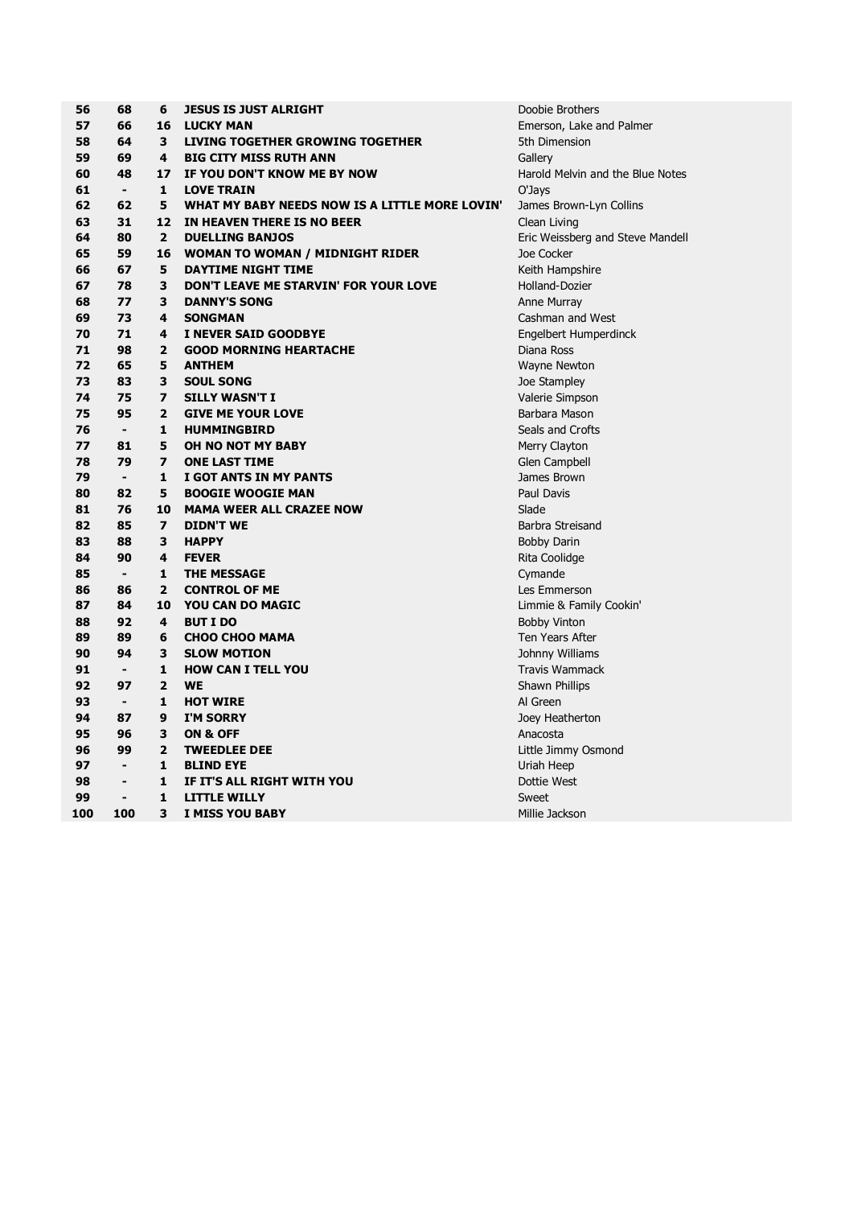| | | | | |
|---|---|---|---|---|
| **56** | **68** | **6** | **JESUS IS JUST ALRIGHT** | Doobie Brothers |
| **57** | **66** | **16** | **LUCKY MAN** | Emerson, Lake and Palmer |
| **58** | **64** | **3** | **LIVING TOGETHER GROWING TOGETHER** | 5th Dimension |
| **59** | **69** | **4** | **BIG CITY MISS RUTH ANN** | Gallery |
| **60** | **48** | **17** | **IF YOU DON'T KNOW ME BY NOW** | Harold Melvin and the Blue Notes |
| **61** | **-** | **1** | **LOVE TRAIN** | O'Jays |
| **62** | **62** | **5** | **WHAT MY BABY NEEDS NOW IS A LITTLE MORE LOVIN'** | James Brown-Lyn Collins |
| **63** | **31** | **12** | **IN HEAVEN THERE IS NO BEER** | Clean Living |
| **64** | **80** | **2** | **DUELLING BANJOS** | Eric Weissberg and Steve Mandell |
| **65** | **59** | **16** | **WOMAN TO WOMAN / MIDNIGHT RIDER** | Joe Cocker |
| **66** | **67** | **5** | **DAYTIME NIGHT TIME** | Keith Hampshire |
| **67** | **78** | **3** | **DON'T LEAVE ME STARVIN' FOR YOUR LOVE** | Holland-Dozier |
| **68** | **77** | **3** | **DANNY'S SONG** | Anne Murray |
| **69** | **73** | **4** | **SONGMAN** | Cashman and West |
| **70** | **71** | **4** | **I NEVER SAID GOODBYE** | Engelbert Humperdinck |
| **71** | **98** | **2** | **GOOD MORNING HEARTACHE** | Diana Ross |
| **72** | **65** | **5** | **ANTHEM** | Wayne Newton |
| **73** | **83** | **3** | **SOUL SONG** | Joe Stampley |
| **74** | **75** | **7** | **SILLY WASN'T I** | Valerie Simpson |
| **75** | **95** | **2** | **GIVE ME YOUR LOVE** | Barbara Mason |
| **76** | **-** | **1** | **HUMMINGBIRD** | Seals and Crofts |
| **77** | **81** | **5** | **OH NO NOT MY BABY** | Merry Clayton |
| **78** | **79** | **7** | **ONE LAST TIME** | Glen Campbell |
| **79** | **-** | **1** | **I GOT ANTS IN MY PANTS** | James Brown |
| **80** | **82** | **5** | **BOOGIE WOOGIE MAN** | Paul Davis |
| **81** | **76** | **10** | **MAMA WEER ALL CRAZEE NOW** | Slade |
| **82** | **85** | **7** | **DIDN'T WE** | Barbra Streisand |
| **83** | **88** | **3** | **HAPPY** | Bobby Darin |
| **84** | **90** | **4** | **FEVER** | Rita Coolidge |
| **85** | **-** | **1** | **THE MESSAGE** | Cymande |
| **86** | **86** | **2** | **CONTROL OF ME** | Les Emmerson |
| **87** | **84** | **10** | **YOU CAN DO MAGIC** | Limmie & Family Cookin' |
| **88** | **92** | **4** | **BUT I DO** | Bobby Vinton |
| **89** | **89** | **6** | **CHOO CHOO MAMA** | Ten Years After |
| **90** | **94** | **3** | **SLOW MOTION** | Johnny Williams |
| **91** | **-** | **1** | **HOW CAN I TELL YOU** | Travis Wammack |
| **92** | **97** | **2** | **WE** | Shawn Phillips |
| **93** | **-** | **1** | **HOT WIRE** | Al Green |
| **94** | **87** | **9** | **I'M SORRY** | Joey Heatherton |
| **95** | **96** | **3** | **ON & OFF** | Anacosta |
| **96** | **99** | **2** | **TWEEDLEE DEE** | Little Jimmy Osmond |
| **97** | **-** | **1** | **BLIND EYE** | Uriah Heep |
| **98** | **-** | **1** | **IF IT'S ALL RIGHT WITH YOU** | Dottie West |
| **99** | **-** | **1** | **LITTLE WILLY** | Sweet |
| **100** | **100** | **3** | **I MISS YOU BABY** | Millie Jackson |